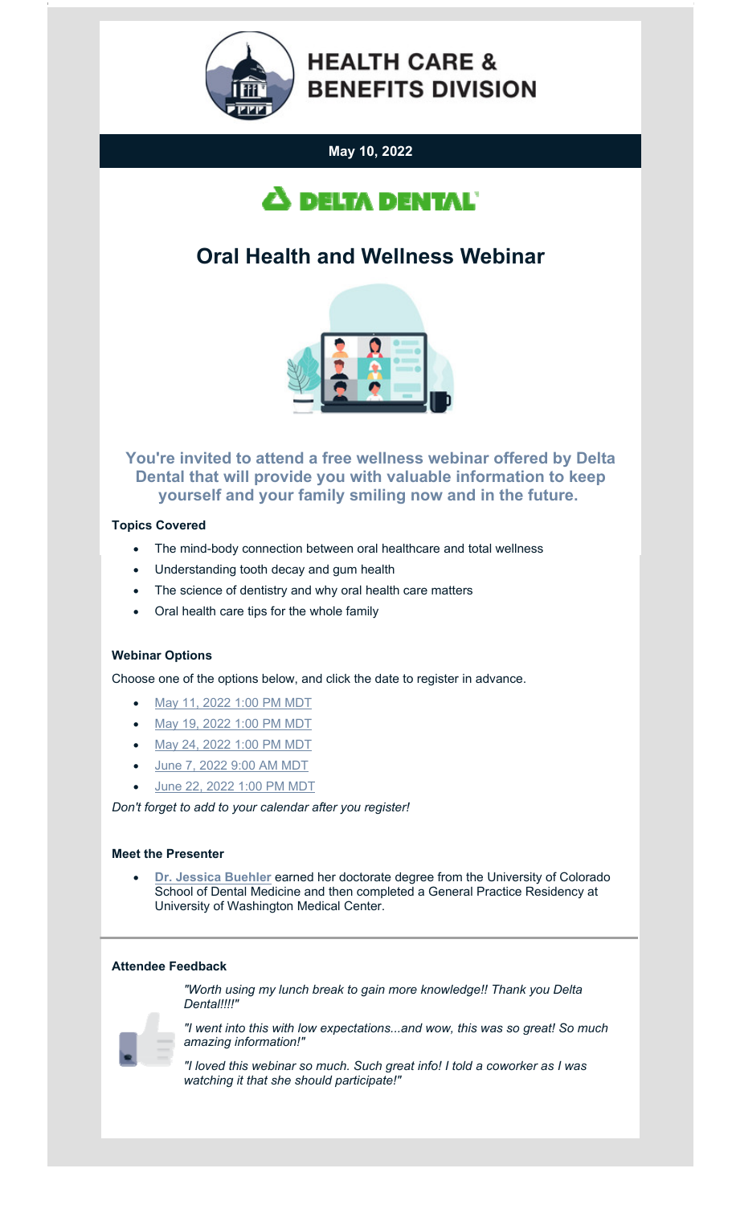# HEALTH CARE & BENEFITS DIVISION

**May 10, 2022**

DELTA DENTAL

## Oral Health and Wellness Webinar

**You're invited to attend a free wellness webinar offered by Delta Dental that will provide you with valuable information to keep yourself and your family smiling now and in the future.**

### Topics Covered

- The mind-body connection between oral healthcare and total wellness
- Understanding tooth decay and gum health
- The science of dentistry and why oral health care matters
- Oral health care tips for the whole family

### Webinar Options

Choose one of the options below, and click the date to register in advance.

- May 11, 2022 1:00 PM MDT
- May 19, 2022 1:00 PM MDT
- May 24, 2022 1:00 PM MDT
- June 7, 2022 9:00 AM MDT
- June 22, 2022 1:00 PM MDT

*Don't forget to add to your calendar after you register!*

### Meet the Presenter

- **Dr. Jessica Buehler** earned her doctorate degree from the University of Colorado School of Dental Medicine and then completed a General Practice Residency at University of Washington Medical Center.

### Attendee Feedback

*"Worth using my lunch break to gain more knowledge!! Thank you Delta Dental!!!!"*

*"I went into this with low expectations...and wow, this was so great! So much amazing information!"*

*"I loved this webinar so much. Such great info! I told a coworker as I was watching it that she should participate!"*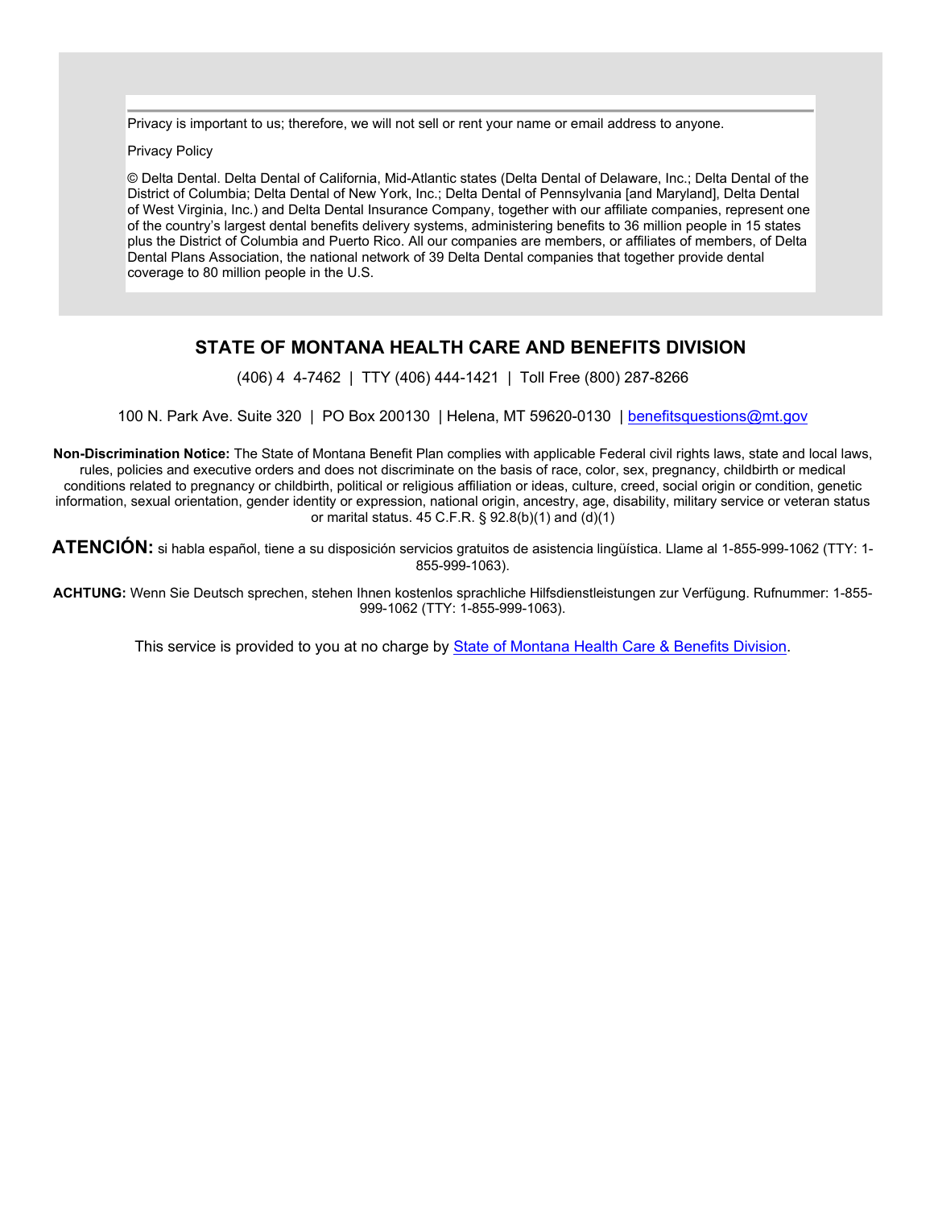---

Privacy is important to us; therefore, we will not sell or rent your name or email address to anyone.

Privacy Policy

© Delta Dental. Delta Dental of California, Mid-Atlantic states (Delta Dental of Delaware, Inc.; Delta Dental of the District of Columbia; Delta Dental of New York, Inc.; Delta Dental of Pennsylvania [and Maryland], Delta Dental of West Virginia, Inc.) and Delta Dental Insurance Company, together with our affiliate companies, represent one of the country's largest dental benefits delivery systems, administering benefits to 36 million people in 15 states plus the District of Columbia and Puerto Rico. All our companies are members, or affiliates of members, of Delta Dental Plans Association, the national network of 39 Delta Dental companies that together provide dental coverage to 80 million people in the U.S.

## STATE OF MONTANA HEALTH CARE AND BENEFITS DIVISION

(406) 4 4-7462 | TTY (406) 444-1421 | Toll Free (800) 287-8266

100 N. Park Ave. Suite 320 | PO Box 200130 | Helena, MT 59620-0130 | benefitsquestions@mt.gov

**Non-Discrimination Notice:** The State of Montana Benefit Plan complies with applicable Federal civil rights laws, state and local laws, rules, policies and executive orders and does not discriminate on the basis of race, color, sex, pregnancy, childbirth or medical conditions related to pregnancy or childbirth, political or religious affiliation or ideas, culture, creed, social origin or condition, genetic information, sexual orientation, gender identity or expression, national origin, ancestry, age, disability, military service or veteran status or marital status. 45 C.F.R. § 92.8(b)(1) and (d)(1)

**ATENCIÓN:** si habla español, tiene a su disposición servicios gratuitos de asistencia lingüística. Llame al 1-855-999-1062 (TTY: 1-855-999-1063).

**ACHTUNG:** Wenn Sie Deutsch sprechen, stehen Ihnen kostenlos sprachliche Hilfsdienstleistungen zur Verfügung. Rufnummer: 1-855-999-1062 (TTY: 1-855-999-1063).

This service is provided to you at no charge by State of Montana Health Care & Benefits Division.